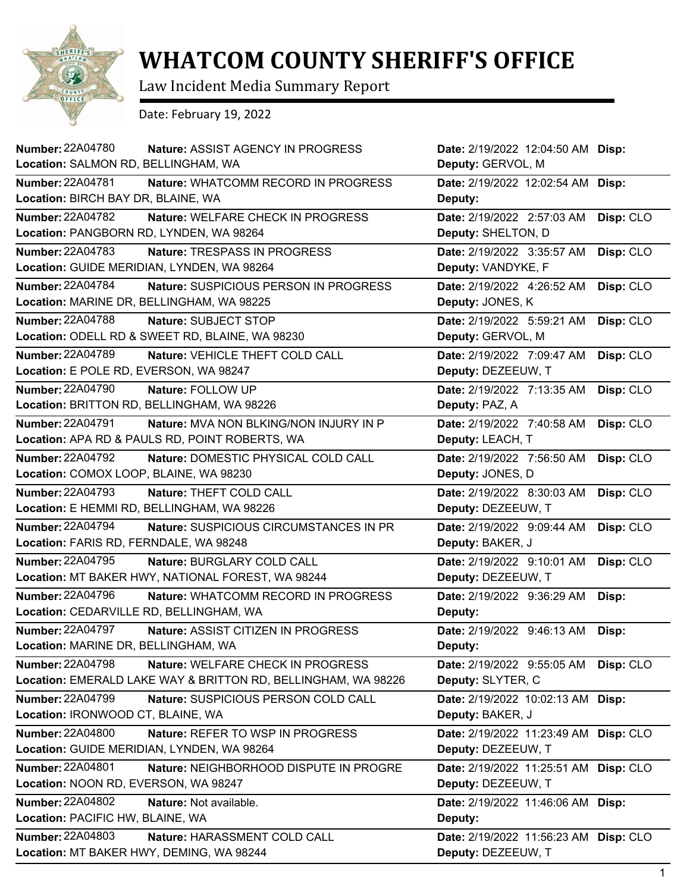# WHATCOM COUNTY SHERIFF'S OFFICE

Law Incident Media Summary Report

Date: February 19, 2022

| Number | Nature | Location | Date | Deputy | Disp |
|---|---|---|---|---|---|
| 22A04780 | ASSIST AGENCY IN PROGRESS | SALMON RD, BELLINGHAM, WA | 2/19/2022 12:04:50 AM | GERVOL, M | |
| 22A04781 | WHATCOMM RECORD IN PROGRESS | BIRCH BAY DR, BLAINE, WA | 2/19/2022 12:02:54 AM | | |
| 22A04782 | WELFARE CHECK IN PROGRESS | PANGBORN RD, LYNDEN, WA 98264 | 2/19/2022 2:57:03 AM | SHELTON, D | CLO |
| 22A04783 | TRESPASS IN PROGRESS | GUIDE MERIDIAN, LYNDEN, WA 98264 | 2/19/2022 3:35:57 AM | VANDYKE, F | CLO |
| 22A04784 | SUSPICIOUS PERSON IN PROGRESS | MARINE DR, BELLINGHAM, WA 98225 | 2/19/2022 4:26:52 AM | JONES, K | CLO |
| 22A04788 | SUBJECT STOP | ODELL RD & SWEET RD, BLAINE, WA 98230 | 2/19/2022 5:59:21 AM | GERVOL, M | CLO |
| 22A04789 | VEHICLE THEFT COLD CALL | E POLE RD, EVERSON, WA 98247 | 2/19/2022 7:09:47 AM | DEZEEUW, T | CLO |
| 22A04790 | FOLLOW UP | BRITTON RD, BELLINGHAM, WA 98226 | 2/19/2022 7:13:35 AM | PAZ, A | CLO |
| 22A04791 | MVA NON BLKING/NON INJURY IN P | APA RD & PAULS RD, POINT ROBERTS, WA | 2/19/2022 7:40:58 AM | LEACH, T | CLO |
| 22A04792 | DOMESTIC PHYSICAL COLD CALL | COMOX LOOP, BLAINE, WA 98230 | 2/19/2022 7:56:50 AM | JONES, D | CLO |
| 22A04793 | THEFT COLD CALL | E HEMMI RD, BELLINGHAM, WA 98226 | 2/19/2022 8:30:03 AM | DEZEEUW, T | CLO |
| 22A04794 | SUSPICIOUS CIRCUMSTANCES IN PR | FARIS RD, FERNDALE, WA 98248 | 2/19/2022 9:09:44 AM | BAKER, J | CLO |
| 22A04795 | BURGLARY COLD CALL | MT BAKER HWY, NATIONAL FOREST, WA 98244 | 2/19/2022 9:10:01 AM | DEZEEUW, T | CLO |
| 22A04796 | WHATCOMM RECORD IN PROGRESS | CEDARVILLE RD, BELLINGHAM, WA | 2/19/2022 9:36:29 AM | | |
| 22A04797 | ASSIST CITIZEN IN PROGRESS | MARINE DR, BELLINGHAM, WA | 2/19/2022 9:46:13 AM | | |
| 22A04798 | WELFARE CHECK IN PROGRESS | EMERALD LAKE WAY & BRITTON RD, BELLINGHAM, WA 98226 | 2/19/2022 9:55:05 AM | SLYTER, C | CLO |
| 22A04799 | SUSPICIOUS PERSON COLD CALL | IRONWOOD CT, BLAINE, WA | 2/19/2022 10:02:13 AM | BAKER, J | |
| 22A04800 | REFER TO WSP IN PROGRESS | GUIDE MERIDIAN, LYNDEN, WA 98264 | 2/19/2022 11:23:49 AM | DEZEEUW, T | CLO |
| 22A04801 | NEIGHBORHOOD DISPUTE IN PROGRE | NOON RD, EVERSON, WA 98247 | 2/19/2022 11:25:51 AM | DEZEEUW, T | CLO |
| 22A04802 | Not available. | PACIFIC HW, BLAINE, WA | 2/19/2022 11:46:06 AM | | |
| 22A04803 | HARASSMENT COLD CALL | MT BAKER HWY, DEMING, WA 98244 | 2/19/2022 11:56:23 AM | DEZEEUW, T | CLO |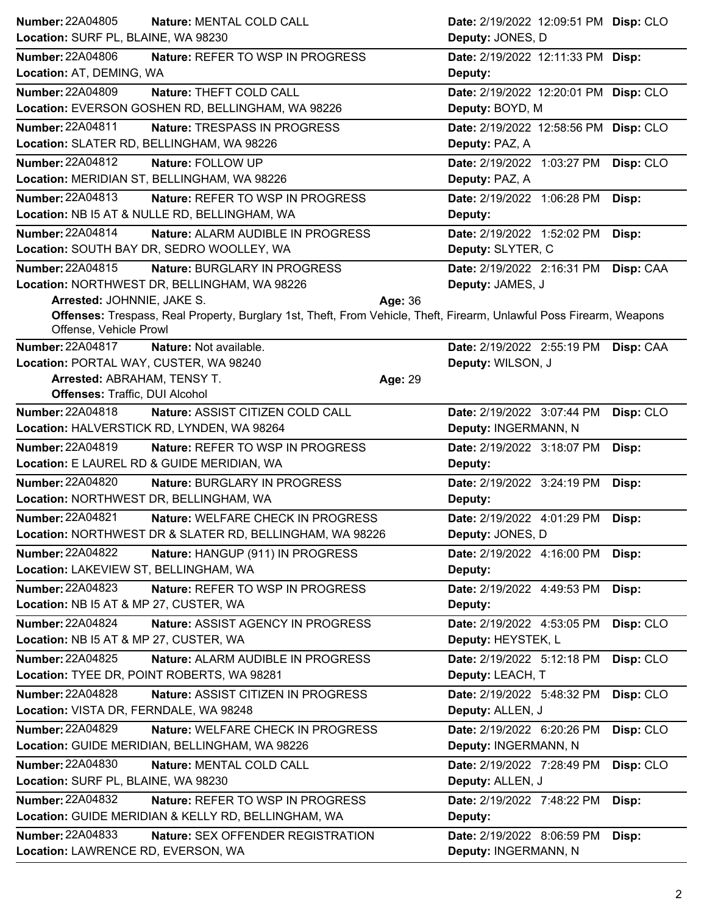**Number:** 22A04805 **Nature:** MENTAL COLD CALL **Date:** 2/19/2022 12:09:51 PM **Disp:** CLO
**Location:** SURF PL, BLAINE, WA 98230 **Deputy:** JONES, D

---

**Number:** 22A04806 **Nature:** REFER TO WSP IN PROGRESS **Date:** 2/19/2022 12:11:33 PM **Disp:**
**Location:** AT, DEMING, WA **Deputy:**

---

**Number:** 22A04809 **Nature:** THEFT COLD CALL **Date:** 2/19/2022 12:20:01 PM **Disp:** CLO
**Location:** EVERSON GOSHEN RD, BELLINGHAM, WA 98226 **Deputy:** BOYD, M

---

**Number:** 22A04811 **Nature:** TRESPASS IN PROGRESS **Date:** 2/19/2022 12:58:56 PM **Disp:** CLO
**Location:** SLATER RD, BELLINGHAM, WA 98226 **Deputy:** PAZ, A

---

**Number:** 22A04812 **Nature:** FOLLOW UP **Date:** 2/19/2022 1:03:27 PM **Disp:** CLO
**Location:** MERIDIAN ST, BELLINGHAM, WA 98226 **Deputy:** PAZ, A

---

**Number:** 22A04813 **Nature:** REFER TO WSP IN PROGRESS **Date:** 2/19/2022 1:06:28 PM **Disp:**
**Location:** NB I5 AT & NULLE RD, BELLINGHAM, WA **Deputy:**

---

**Number:** 22A04814 **Nature:** ALARM AUDIBLE IN PROGRESS **Date:** 2/19/2022 1:52:02 PM **Disp:**
**Location:** SOUTH BAY DR, SEDRO WOOLLEY, WA **Deputy:** SLYTER, C

---

**Number:** 22A04815 **Nature:** BURGLARY IN PROGRESS **Date:** 2/19/2022 2:16:31 PM **Disp:** CAA
**Location:** NORTHWEST DR, BELLINGHAM, WA 98226 **Deputy:** JAMES, J
**Arrested:** JOHNNIE, JAKE S. **Age:** 36
**Offenses:** Trespass, Real Property, Burglary 1st, Theft, From Vehicle, Theft, Firearm, Unlawful Poss Firearm, Weapons Offense, Vehicle Prowl

---

**Number:** 22A04817 **Nature:** Not available. **Date:** 2/19/2022 2:55:19 PM **Disp:** CAA
**Location:** PORTAL WAY, CUSTER, WA 98240 **Deputy:** WILSON, J
**Arrested:** ABRAHAM, TENSY T. **Age:** 29
**Offenses:** Traffic, DUI Alcohol

---

**Number:** 22A04818 **Nature:** ASSIST CITIZEN COLD CALL **Date:** 2/19/2022 3:07:44 PM **Disp:** CLO
**Location:** HALVERSTICK RD, LYNDEN, WA 98264 **Deputy:** INGERMANN, N

---

**Number:** 22A04819 **Nature:** REFER TO WSP IN PROGRESS **Date:** 2/19/2022 3:18:07 PM **Disp:**
**Location:** E LAUREL RD & GUIDE MERIDIAN, WA **Deputy:**

---

**Number:** 22A04820 **Nature:** BURGLARY IN PROGRESS **Date:** 2/19/2022 3:24:19 PM **Disp:**
**Location:** NORTHWEST DR, BELLINGHAM, WA **Deputy:**

---

**Number:** 22A04821 **Nature:** WELFARE CHECK IN PROGRESS **Date:** 2/19/2022 4:01:29 PM **Disp:**
**Location:** NORTHWEST DR & SLATER RD, BELLINGHAM, WA 98226 **Deputy:** JONES, D

---

**Number:** 22A04822 **Nature:** HANGUP (911) IN PROGRESS **Date:** 2/19/2022 4:16:00 PM **Disp:**
**Location:** LAKEVIEW ST, BELLINGHAM, WA **Deputy:**

---

**Number:** 22A04823 **Nature:** REFER TO WSP IN PROGRESS **Date:** 2/19/2022 4:49:53 PM **Disp:**
**Location:** NB I5 AT & MP 27, CUSTER, WA **Deputy:**

---

**Number:** 22A04824 **Nature:** ASSIST AGENCY IN PROGRESS **Date:** 2/19/2022 4:53:05 PM **Disp:** CLO
**Location:** NB I5 AT & MP 27, CUSTER, WA **Deputy:** HEYSTEK, L

---

**Number:** 22A04825 **Nature:** ALARM AUDIBLE IN PROGRESS **Date:** 2/19/2022 5:12:18 PM **Disp:** CLO
**Location:** TYEE DR, POINT ROBERTS, WA 98281 **Deputy:** LEACH, T

---

**Number:** 22A04828 **Nature:** ASSIST CITIZEN IN PROGRESS **Date:** 2/19/2022 5:48:32 PM **Disp:** CLO
**Location:** VISTA DR, FERNDALE, WA 98248 **Deputy:** ALLEN, J

---

**Number:** 22A04829 **Nature:** WELFARE CHECK IN PROGRESS **Date:** 2/19/2022 6:20:26 PM **Disp:** CLO
**Location:** GUIDE MERIDIAN, BELLINGHAM, WA 98226 **Deputy:** INGERMANN, N

---

**Number:** 22A04830 **Nature:** MENTAL COLD CALL **Date:** 2/19/2022 7:28:49 PM **Disp:** CLO
**Location:** SURF PL, BLAINE, WA 98230 **Deputy:** ALLEN, J

---

**Number:** 22A04832 **Nature:** REFER TO WSP IN PROGRESS **Date:** 2/19/2022 7:48:22 PM **Disp:**
**Location:** GUIDE MERIDIAN & KELLY RD, BELLINGHAM, WA **Deputy:**

---

**Number:** 22A04833 **Nature:** SEX OFFENDER REGISTRATION **Date:** 2/19/2022 8:06:59 PM **Disp:**
**Location:** LAWRENCE RD, EVERSON, WA **Deputy:** INGERMANN, N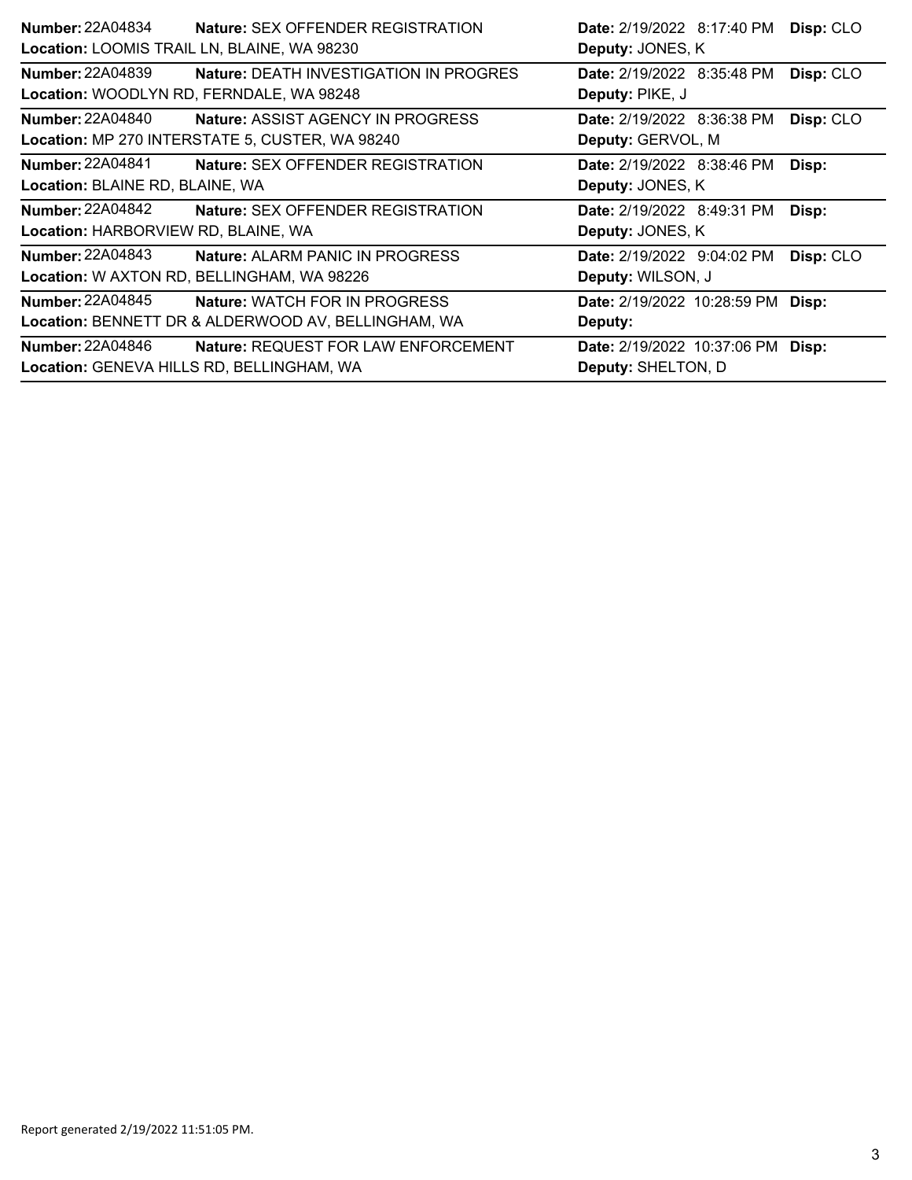**Number:** 22A04834 **Nature:** SEX OFFENDER REGISTRATION **Date:** 2/19/2022 8:17:40 PM **Disp:** CLO
**Location:** LOOMIS TRAIL LN, BLAINE, WA 98230 **Deputy:** JONES, K

**Number:** 22A04839 **Nature:** DEATH INVESTIGATION IN PROGRES **Date:** 2/19/2022 8:35:48 PM **Disp:** CLO
**Location:** WOODLYN RD, FERNDALE, WA 98248 **Deputy:** PIKE, J

**Number:** 22A04840 **Nature:** ASSIST AGENCY IN PROGRESS **Date:** 2/19/2022 8:36:38 PM **Disp:** CLO
**Location:** MP 270 INTERSTATE 5, CUSTER, WA 98240 **Deputy:** GERVOL, M

**Number:** 22A04841 **Nature:** SEX OFFENDER REGISTRATION **Date:** 2/19/2022 8:38:46 PM **Disp:**
**Location:** BLAINE RD, BLAINE, WA **Deputy:** JONES, K

**Number:** 22A04842 **Nature:** SEX OFFENDER REGISTRATION **Date:** 2/19/2022 8:49:31 PM **Disp:**
**Location:** HARBORVIEW RD, BLAINE, WA **Deputy:** JONES, K

**Number:** 22A04843 **Nature:** ALARM PANIC IN PROGRESS **Date:** 2/19/2022 9:04:02 PM **Disp:** CLO
**Location:** W AXTON RD, BELLINGHAM, WA 98226 **Deputy:** WILSON, J

**Number:** 22A04845 **Nature:** WATCH FOR IN PROGRESS **Date:** 2/19/2022 10:28:59 PM **Disp:**
**Location:** BENNETT DR & ALDERWOOD AV, BELLINGHAM, WA **Deputy:**

**Number:** 22A04846 **Nature:** REQUEST FOR LAW ENFORCEMENT **Date:** 2/19/2022 10:37:06 PM **Disp:**
**Location:** GENEVA HILLS RD, BELLINGHAM, WA **Deputy:** SHELTON, D

Report generated 2/19/2022 11:51:05 PM.